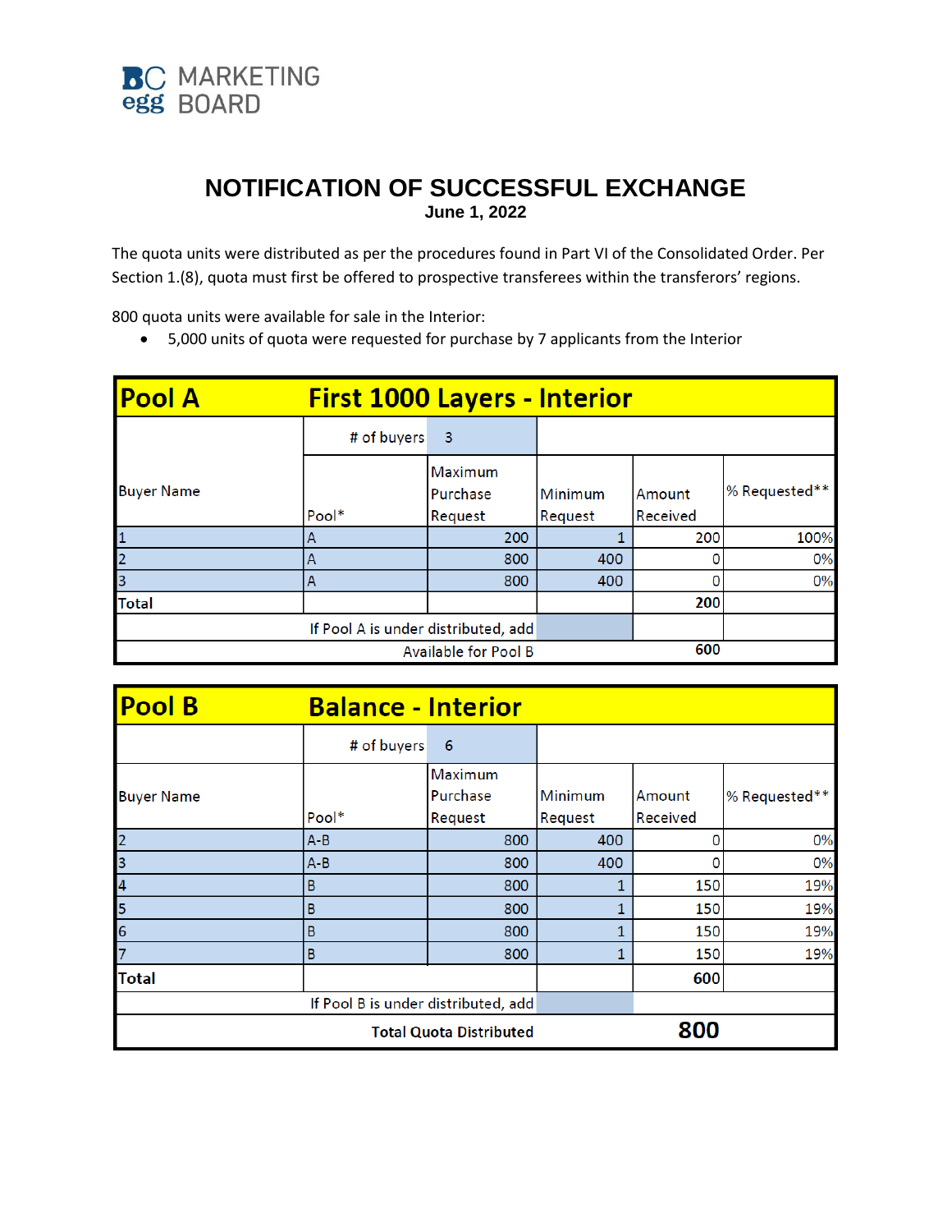BC egg MARKETING BOARD

# NOTIFICATION OF SUCCESSFUL EXCHANGE

**June 1, 2022**

The quota units were distributed as per the procedures found in Part VI of the Consolidated Order. Per Section 1.(8), quota must first be offered to prospective transferees within the transferors' regions.

800 quota units were available for sale in the Interior:

- 5,000 units of quota were requested for purchase by 7 applicants from the Interior

| Pool A | First 1000 Layers - Interior | | | | |
|---|---|---|---|---|---|
| | # of buyers | 3 | | | |
| Buyer Name | Pool* | Maximum Purchase Request | Minimum Request | Amount Received | % Requested** |
| 1 | A | 200 | 1 | 200 | 100% |
| 2 | A | 800 | 400 | 0 | 0% |
| 3 | A | 800 | 400 | 0 | 0% |
| Total | | | | 200 | |
| | If Pool A is under distributed, add | | | | |
| | Available for Pool B | | | 600 | |

| Pool B | Balance - Interior | | | | |
|---|---|---|---|---|---|
| | # of buyers | 6 | | | |
| Buyer Name | Pool* | Maximum Purchase Request | Minimum Request | Amount Received | % Requested** |
| 2 | A-B | 800 | 400 | 0 | 0% |
| 3 | A-B | 800 | 400 | 0 | 0% |
| 4 | B | 800 | 1 | 150 | 19% |
| 5 | B | 800 | 1 | 150 | 19% |
| 6 | B | 800 | 1 | 150 | 19% |
| 7 | B | 800 | 1 | 150 | 19% |
| Total | | | | 600 | |
| | If Pool B is under distributed, add | | | | |
| | **Total Quota Distributed** | | | **800** | |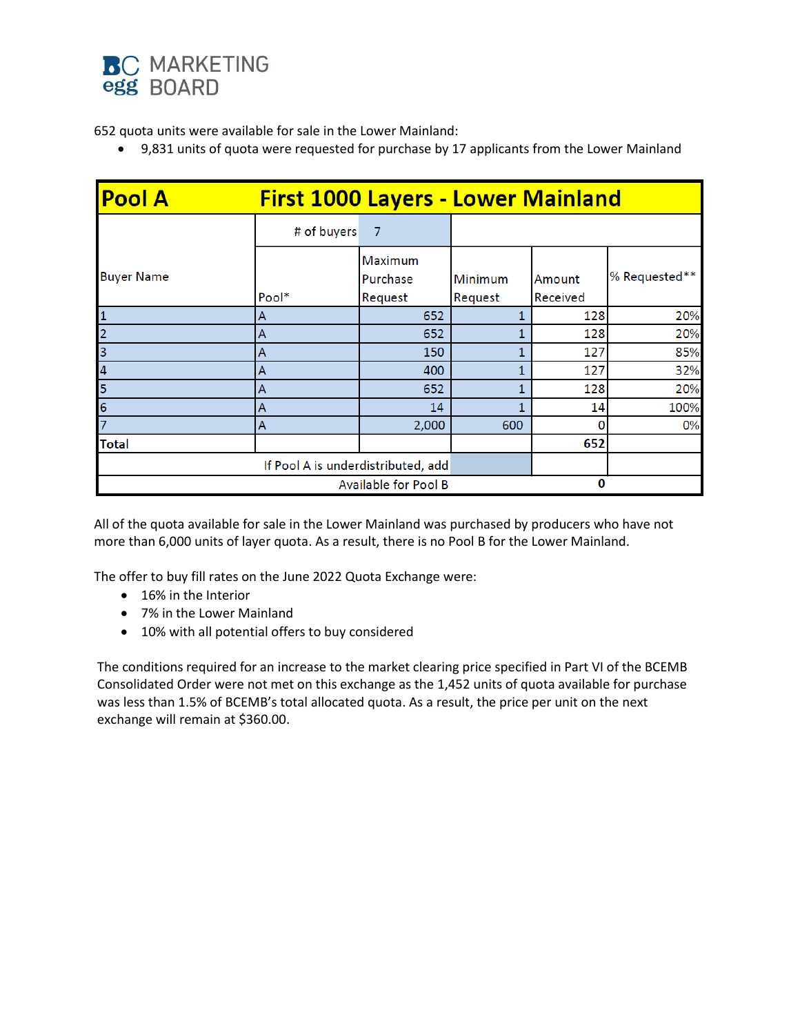652 quota units were available for sale in the Lower Mainland:

- 9,831 units of quota were requested for purchase by 17 applicants from the Lower Mainland

| Pool A | First 1000 Layers - Lower Mainland | | | | |
|---|---|---|---|---|---|
| | # of buyers | 7 | | | |
| Buyer Name | Pool* | Maximum Purchase Request | Minimum Request | Amount Received | % Requested** |
| 1 | A | 652 | 1 | 128 | 20% |
| 2 | A | 652 | 1 | 128 | 20% |
| 3 | A | 150 | 1 | 127 | 85% |
| 4 | A | 400 | 1 | 127 | 32% |
| 5 | A | 652 | 1 | 128 | 20% |
| 6 | A | 14 | 1 | 14 | 100% |
| 7 | A | 2,000 | 600 | 0 | 0% |
| **Total** | | | | **652** | |
| | If Pool A is underdistributed, add | | | | |
| | Available for Pool B | | | **0** | |

All of the quota available for sale in the Lower Mainland was purchased by producers who have not more than 6,000 units of layer quota. As a result, there is no Pool B for the Lower Mainland.

The offer to buy fill rates on the June 2022 Quota Exchange were:

- 16% in the Interior
- 7% in the Lower Mainland
- 10% with all potential offers to buy considered

The conditions required for an increase to the market clearing price specified in Part VI of the BCEMB Consolidated Order were not met on this exchange as the 1,452 units of quota available for purchase was less than 1.5% of BCEMB's total allocated quota. As a result, the price per unit on the next exchange will remain at $360.00.